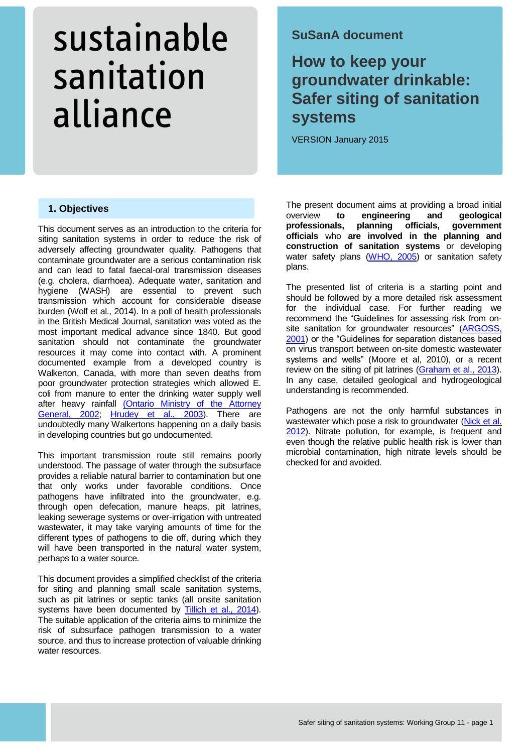sustainable sanitation alliance

SuSanA document

# How to keep your groundwater drinkable: Safer siting of sanitation systems

VERSION January 2015

## 1. Objectives

This document serves as an introduction to the criteria for siting sanitation systems in order to reduce the risk of adversely affecting groundwater quality. Pathogens that contaminate groundwater are a serious contamination risk and can lead to fatal faecal-oral transmission diseases (e.g. cholera, diarrhoea). Adequate water, sanitation and hygiene (WASH) are essential to prevent such transmission which account for considerable disease burden (Wolf et al., 2014). In a poll of health professionals in the British Medical Journal, sanitation was voted as the most important medical advance since 1840. But good sanitation should not contaminate the groundwater resources it may come into contact with. A prominent documented example from a developed country is Walkerton, Canada, with more than seven deaths from poor groundwater protection strategies which allowed E. coli from manure to enter the drinking water supply well after heavy rainfall (Ontario Ministry of the Attorney General, 2002; Hrudey et al., 2003). There are undoubtedly many Walkertons happening on a daily basis in developing countries but go undocumented.

This important transmission route still remains poorly understood. The passage of water through the subsurface provides a reliable natural barrier to contamination but one that only works under favorable conditions. Once pathogens have infiltrated into the groundwater, e.g. through open defecation, manure heaps, pit latrines, leaking sewerage systems or over-irrigation with untreated wastewater, it may take varying amounts of time for the different types of pathogens to die off, during which they will have been transported in the natural water system, perhaps to a water source.

This document provides a simplified checklist of the criteria for siting and planning small scale sanitation systems, such as pit latrines or septic tanks (all onsite sanitation systems have been documented by Tillich et al., 2014). The suitable application of the criteria aims to minimize the risk of subsurface pathogen transmission to a water source, and thus to increase protection of valuable drinking water resources.

The present document aims at providing a broad initial overview **to engineering and geological professionals, planning officials, government officials** who **are involved in the planning and construction of sanitation systems** or developing water safety plans (WHO, 2005) or sanitation safety plans.

The presented list of criteria is a starting point and should be followed by a more detailed risk assessment for the individual case. For further reading we recommend the "Guidelines for assessing risk from on-site sanitation for groundwater resources" (ARGOSS, 2001) or the "Guidelines for separation distances based on virus transport between on-site domestic wastewater systems and wells" (Moore et al, 2010), or a recent review on the siting of pit latrines (Graham et al., 2013). In any case, detailed geological and hydrogeological understanding is recommended.

Pathogens are not the only harmful substances in wastewater which pose a risk to groundwater (Nick et al. 2012). Nitrate pollution, for example, is frequent and even though the relative public health risk is lower than microbial contamination, high nitrate levels should be checked for and avoided.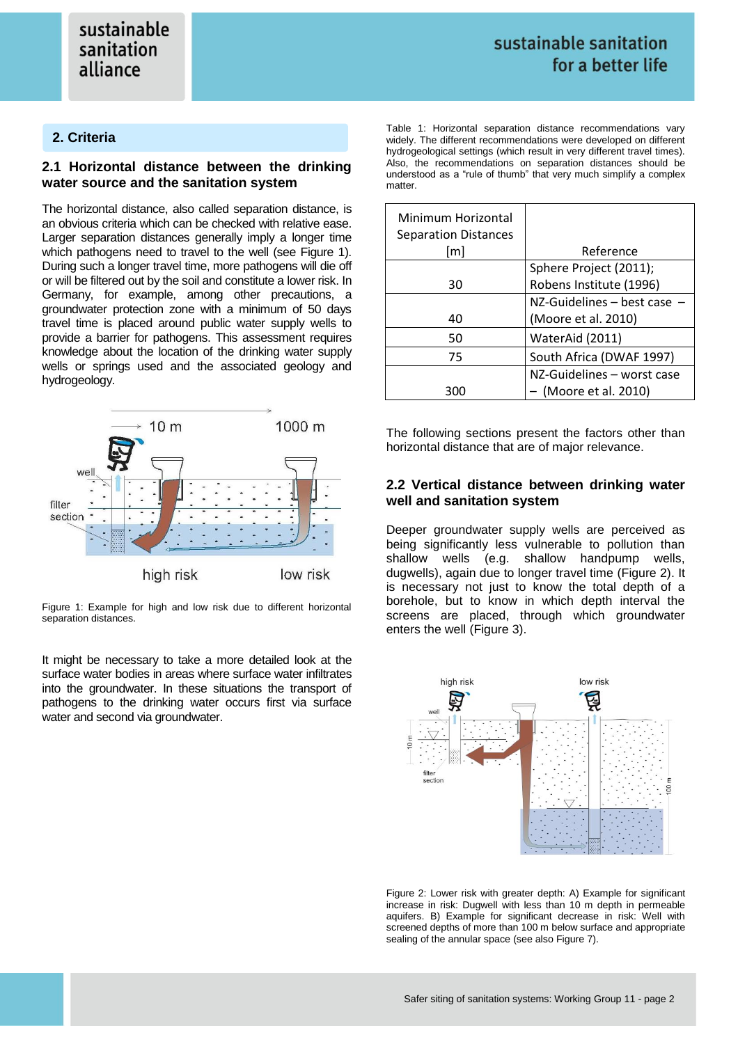## 2. Criteria

### 2.1 Horizontal distance between the drinking water source and the sanitation system

The horizontal distance, also called separation distance, is an obvious criteria which can be checked with relative ease. Larger separation distances generally imply a longer time which pathogens need to travel to the well (see Figure 1). During such a longer travel time, more pathogens will die off or will be filtered out by the soil and constitute a lower risk. In Germany, for example, among other precautions, a groundwater protection zone with a minimum of 50 days travel time is placed around public water supply wells to provide a barrier for pathogens. This assessment requires knowledge about the location of the drinking water supply wells or springs used and the associated geology and hydrogeology.

Figure 1: Example for high and low risk due to different horizontal separation distances.

It might be necessary to take a more detailed look at the surface water bodies in areas where surface water infiltrates into the groundwater. In these situations the transport of pathogens to the drinking water occurs first via surface water and second via groundwater.

Table 1: Horizontal separation distance recommendations vary widely. The different recommendations were developed on different hydrogeological settings (which result in very different travel times). Also, the recommendations on separation distances should be understood as a "rule of thumb" that very much simplify a complex matter.

| Minimum Horizontal Separation Distances [m] | Reference |
|---|---|
| 30 | Sphere Project (2011); Robens Institute (1996) |
| 40 | NZ-Guidelines – best case – (Moore et al. 2010) |
| 50 | WaterAid (2011) |
| 75 | South Africa (DWAF 1997) |
| 300 | NZ-Guidelines – worst case – (Moore et al. 2010) |

The following sections present the factors other than horizontal distance that are of major relevance.

### 2.2 Vertical distance between drinking water well and sanitation system

Deeper groundwater supply wells are perceived as being significantly less vulnerable to pollution than shallow wells (e.g. shallow handpump wells, dugwells), again due to longer travel time (Figure 2). It is necessary not just to know the total depth of a borehole, but to know in which depth interval the screens are placed, through which groundwater enters the well (Figure 3).

Figure 2: Lower risk with greater depth: A) Example for significant increase in risk: Dugwell with less than 10 m depth in permeable aquifers. B) Example for significant decrease in risk: Well with screened depths of more than 100 m below surface and appropriate sealing of the annular space (see also Figure 7).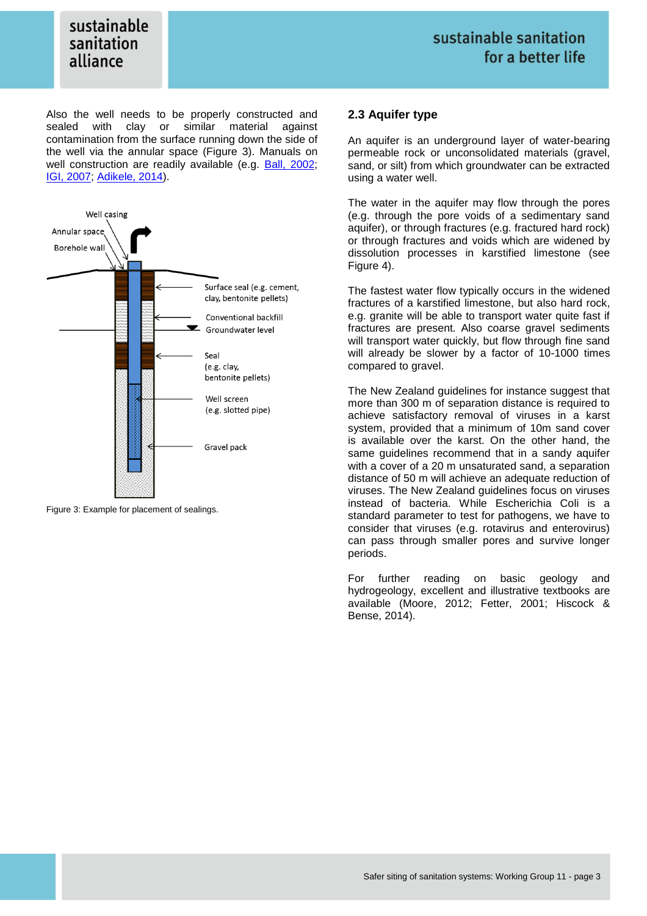Also the well needs to be properly constructed and sealed with clay or similar material against contamination from the surface running down the side of the well via the annular space (Figure 3). Manuals on well construction are readily available (e.g. Ball, 2002; IGI, 2007; Adikele, 2014).

Figure 3: Example for placement of sealings.

## 2.3 Aquifer type

An aquifer is an underground layer of water-bearing permeable rock or unconsolidated materials (gravel, sand, or silt) from which groundwater can be extracted using a water well.

The water in the aquifer may flow through the pores (e.g. through the pore voids of a sedimentary sand aquifer), or through fractures (e.g. fractured hard rock) or through fractures and voids which are widened by dissolution processes in karstified limestone (see Figure 4).

The fastest water flow typically occurs in the widened fractures of a karstified limestone, but also hard rock, e.g. granite will be able to transport water quite fast if fractures are present. Also coarse gravel sediments will transport water quickly, but flow through fine sand will already be slower by a factor of 10-1000 times compared to gravel.

The New Zealand guidelines for instance suggest that more than 300 m of separation distance is required to achieve satisfactory removal of viruses in a karst system, provided that a minimum of 10m sand cover is available over the karst. On the other hand, the same guidelines recommend that in a sandy aquifer with a cover of a 20 m unsaturated sand, a separation distance of 50 m will achieve an adequate reduction of viruses. The New Zealand guidelines focus on viruses instead of bacteria. While Escherichia Coli is a standard parameter to test for pathogens, we have to consider that viruses (e.g. rotavirus and enterovirus) can pass through smaller pores and survive longer periods.

For further reading on basic geology and hydrogeology, excellent and illustrative textbooks are available (Moore, 2012; Fetter, 2001; Hiscock & Bense, 2014).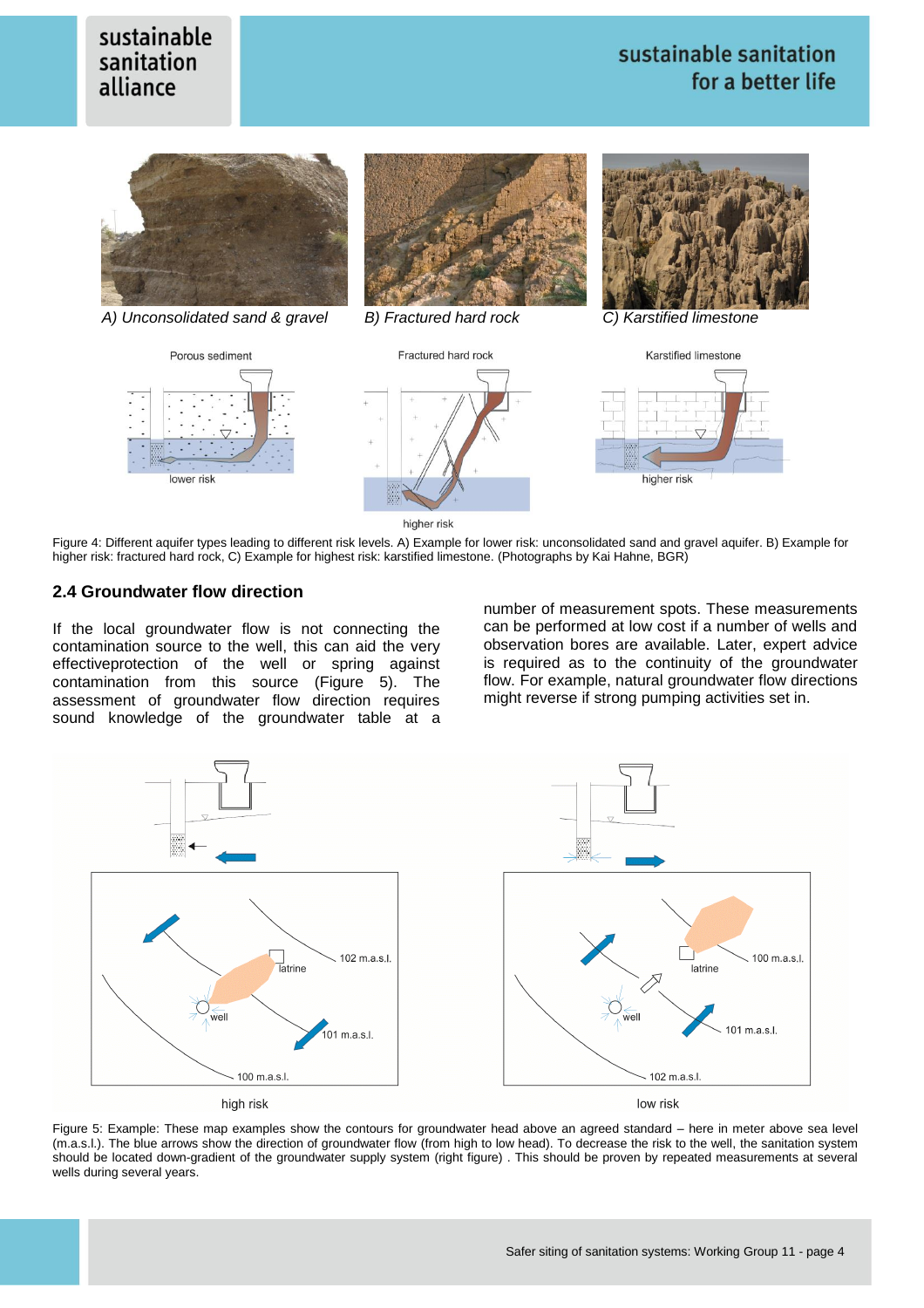A) *Unconsolidated sand & gravel* B) *Fractured hard rock* C) *Karstified limestone*

Figure 4: Different aquifer types leading to different risk levels. A) Example for lower risk: unconsolidated sand and gravel aquifer. B) Example for higher risk: fractured hard rock, C) Example for highest risk: karstified limestone. (Photographs by Kai Hahne, BGR)

## 2.4 Groundwater flow direction

If the local groundwater flow is not connecting the contamination source to the well, this can aid the very effectiveprotection of the well or spring against contamination from this source (Figure 5). The assessment of groundwater flow direction requires sound knowledge of the groundwater table at a number of measurement spots. These measurements can be performed at low cost if a number of wells and observation bores are available. Later, expert advice is required as to the continuity of the groundwater flow. For example, natural groundwater flow directions might reverse if strong pumping activities set in.

Figure 5: Example: These map examples show the contours for groundwater head above an agreed standard – here in meter above sea level (m.a.s.l.). The blue arrows show the direction of groundwater flow (from high to low head). To decrease the risk to the well, the sanitation system should be located down-gradient of the groundwater supply system (right figure) . This should be proven by repeated measurements at several wells during several years.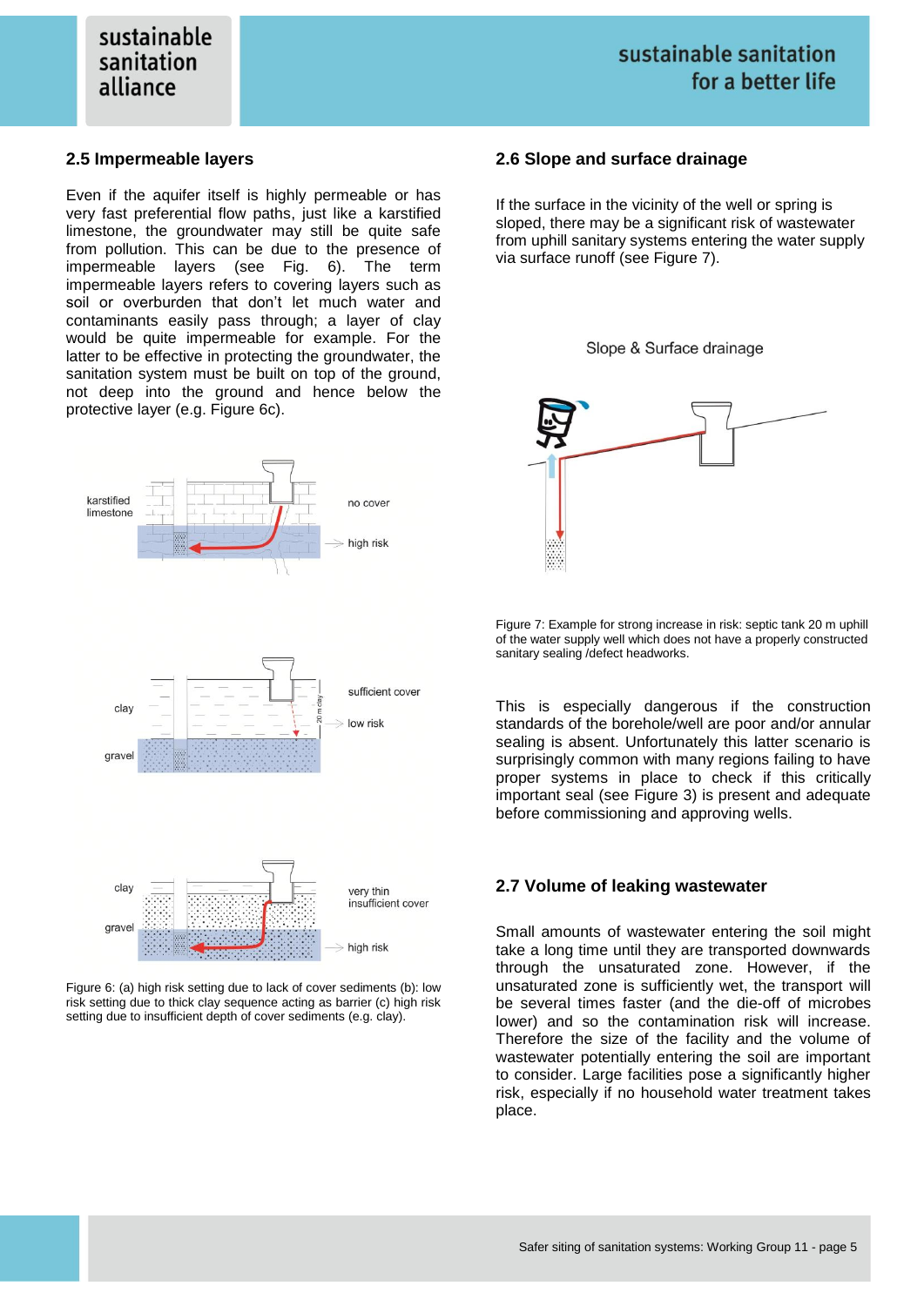## 2.5 Impermeable layers

Even if the aquifer itself is highly permeable or has very fast preferential flow paths, just like a karstified limestone, the groundwater may still be quite safe from pollution. This can be due to the presence of impermeable layers (see Fig. 6). The term impermeable layers refers to covering layers such as soil or overburden that don't let much water and contaminants easily pass through; a layer of clay would be quite impermeable for example. For the latter to be effective in protecting the groundwater, the sanitation system must be built on top of the ground, not deep into the ground and hence below the protective layer (e.g. Figure 6c).

Figure 6: (a) high risk setting due to lack of cover sediments (b): low risk setting due to thick clay sequence acting as barrier (c) high risk setting due to insufficient depth of cover sediments (e.g. clay).

## 2.6 Slope and surface drainage

If the surface in the vicinity of the well or spring is sloped, there may be a significant risk of wastewater from uphill sanitary systems entering the water supply via surface runoff (see Figure 7).

Figure 7: Example for strong increase in risk: septic tank 20 m uphill of the water supply well which does not have a properly constructed sanitary sealing /defect headworks.

This is especially dangerous if the construction standards of the borehole/well are poor and/or annular sealing is absent. Unfortunately this latter scenario is surprisingly common with many regions failing to have proper systems in place to check if this critically important seal (see Figure 3) is present and adequate before commissioning and approving wells.

## 2.7 Volume of leaking wastewater

Small amounts of wastewater entering the soil might take a long time until they are transported downwards through the unsaturated zone. However, if the unsaturated zone is sufficiently wet, the transport will be several times faster (and the die-off of microbes lower) and so the contamination risk will increase. Therefore the size of the facility and the volume of wastewater potentially entering the soil are important to consider. Large facilities pose a significantly higher risk, especially if no household water treatment takes place.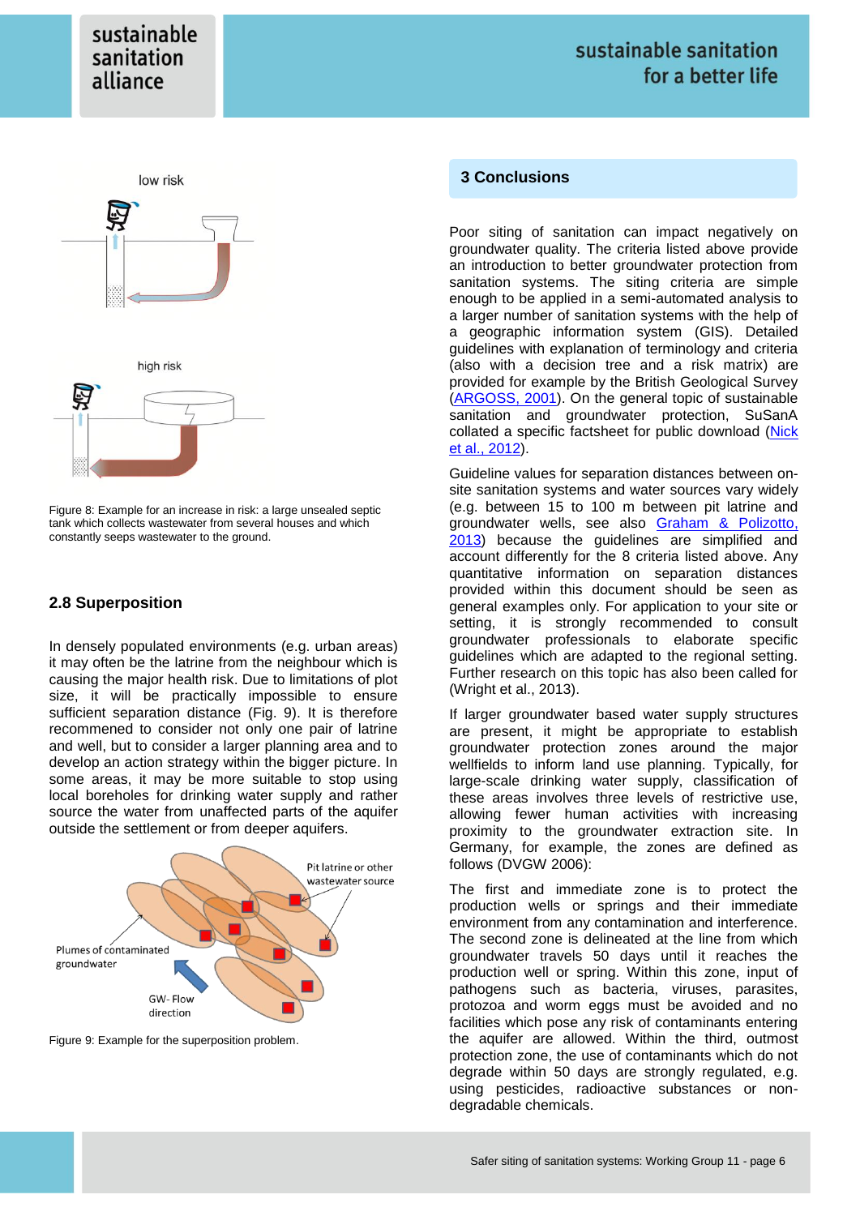Figure 8: Example for an increase in risk: a large unsealed septic tank which collects wastewater from several houses and which constantly seeps wastewater to the ground.

## 2.8 Superposition

In densely populated environments (e.g. urban areas) it may often be the latrine from the neighbour which is causing the major health risk. Due to limitations of plot size, it will be practically impossible to ensure sufficient separation distance (Fig. 9). It is therefore recommended to consider not only one pair of latrine and well, but to consider a larger planning area and to develop an action strategy within the bigger picture. In some areas, it may be more suitable to stop using local boreholes for drinking water supply and rather source the water from unaffected parts of the aquifer outside the settlement or from deeper aquifers.

Figure 9: Example for the superposition problem.

## 3 Conclusions

Poor siting of sanitation can impact negatively on groundwater quality. The criteria listed above provide an introduction to better groundwater protection from sanitation systems. The siting criteria are simple enough to be applied in a semi-automated analysis to a larger number of sanitation systems with the help of a geographic information system (GIS). Detailed guidelines with explanation of terminology and criteria (also with a decision tree and a risk matrix) are provided for example by the British Geological Survey (ARGOSS, 2001). On the general topic of sustainable sanitation and groundwater protection, SuSanA collated a specific factsheet for public download (Nick et al., 2012).

Guideline values for separation distances between on-site sanitation systems and water sources vary widely (e.g. between 15 to 100 m between pit latrine and groundwater wells, see also Graham & Polizotto, 2013) because the guidelines are simplified and account differently for the 8 criteria listed above. Any quantitative information on separation distances provided within this document should be seen as general examples only. For application to your site or setting, it is strongly recommended to consult groundwater professionals to elaborate specific guidelines which are adapted to the regional setting. Further research on this topic has also been called for (Wright et al., 2013).

If larger groundwater based water supply structures are present, it might be appropriate to establish groundwater protection zones around the major wellfields to inform land use planning. Typically, for large-scale drinking water supply, classification of these areas involves three levels of restrictive use, allowing fewer human activities with increasing proximity to the groundwater extraction site. In Germany, for example, the zones are defined as follows (DVGW 2006):

The first and immediate zone is to protect the production wells or springs and their immediate environment from any contamination and interference. The second zone is delineated at the line from which groundwater travels 50 days until it reaches the production well or spring. Within this zone, input of pathogens such as bacteria, viruses, parasites, protozoa and worm eggs must be avoided and no facilities which pose any risk of contaminants entering the aquifer are allowed. Within the third, outmost protection zone, the use of contaminants which do not degrade within 50 days are strongly regulated, e.g. using pesticides, radioactive substances or non-degradable chemicals.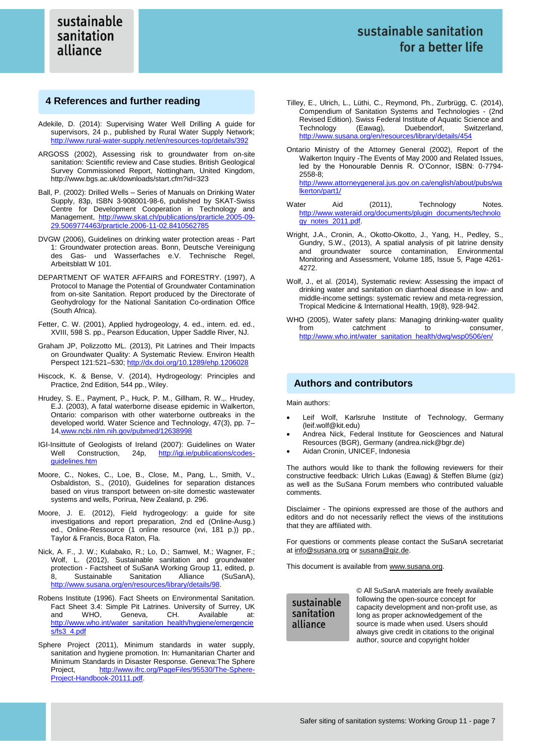## 4 References and further reading

Adekile, D. (2014): Supervising Water Well Drilling A guide for supervisors, 24 p., published by Rural Water Supply Network; http://www.rural-water-supply.net/en/resources-top/details/392

ARGOSS (2002), Assessing risk to groundwater from on-site sanitation: Scientific review and Case studies. British Geological Survey Commissioned Report, Nottingham, United Kingdom, http://www.bgs.ac.uk/downloads/start.cfm?id=323

Ball, P. (2002): Drilled Wells – Series of Manuals on Drinking Water Supply, 83p, ISBN 3-908001-98-6, published by SKAT-Swiss Centre for Development Cooperation in Technology and Management, http://www.skat.ch/publications/prarticle.2005-09-29.5069774463/prarticle.2006-11-02.8410562785

DVGW (2006), Guidelines on drinking water protection areas - Part 1: Groundwater protection areas. Bonn, Deutsche Vereinigung des Gas- und Wasserfaches e.V. Technische Regel, Arbeitsblatt W 101.

DEPARTMENT OF WATER AFFAIRS and FORESTRY. (1997), A Protocol to Manage the Potential of Groundwater Contamination from on-site Sanitation. Report produced by the Directorate of Geohydrology for the National Sanitation Co-ordination Office (South Africa).

Fetter, C. W. (2001), Applied hydrogeology, 4. ed., intern. ed. ed., XVIII, 598 S. pp., Pearson Education, Upper Saddle River, NJ.

Graham JP, Polizzotto ML. (2013), Pit Latrines and Their Impacts on Groundwater Quality: A Systematic Review. Environ Health Perspect 121:521–530; http://dx.doi.org/10.1289/ehp.1206028

Hiscock, K. & Bense, V. (2014), Hydrogeology: Principles and Practice, 2nd Edition, 544 pp., Wiley.

Hrudey, S. E., Payment, P., Huck, P. M., Gillham, R. W.,. Hrudey, E.J. (2003), A fatal waterborne disease epidemic in Walkerton, Ontario: comparison with other waterborne outbreaks in the developed world. Water Science and Technology, 47(3), pp. 7–14, www.ncbi.nlm.nih.gov/pubmed/12638998

IGI-Insittute of Geologists of Ireland (2007): Guidelines on Water Well Construction, 24p, http://igi.ie/publications/codes-guidelines.htm

Moore, C., Nokes, C., Loe, B., Close, M., Pang, L., Smith, V., Osbaldiston, S., (2010), Guidelines for separation distances based on virus transport between on-site domestic wastewater systems and wells, Porirua, New Zealand, p. 296.

Moore, J. E. (2012), Field hydrogeology: a guide for site investigations and report preparation, 2nd ed (Online-Ausg.) ed., Online-Ressource (1 online resource (xvi, 181 p.)) pp., Taylor & Francis, Boca Raton, Fla.

Nick, A. F., J. W.; Kulabako, R.; Lo, D.; Samwel, M.; Wagner, F.; Wolf, L. (2012), Sustainable sanitation and groundwater protection - Factsheet of SuSanA Working Group 11, edited, p. 8, Sustainable Sanitation Alliance (SuSanA), http://www.susana.org/en/resources/library/details/98.

Robens Institute (1996). Fact Sheets on Environmental Sanitation. Fact Sheet 3.4: Simple Pit Latrines. University of Surrey, UK and WHO, Geneva, CH. Available at: http://www.who.int/water_sanitation_health/hygiene/emergencies/fs3_4.pdf

Sphere Project (2011), Minimum standards in water supply, sanitation and hygiene promotion. In: Humanitarian Charter and Minimum Standards in Disaster Response. Geneva:The Sphere Project, http://www.ifrc.org/PageFiles/95530/The-Sphere-Project-Handbook-20111.pdf.

Tilley, E., Ulrich, L., Lüthi, C., Reymond, Ph., Zurbrügg, C. (2014), Compendium of Sanitation Systems and Technologies - (2nd Revised Edition). Swiss Federal Institute of Aquatic Science and Technology (Eawag), Duebendorf, Switzerland, http://www.susana.org/en/resources/library/details/454

Ontario Ministry of the Attorney General (2002), Report of the Walkerton Inquiry -The Events of May 2000 and Related Issues, led by the Honourable Dennis R. O'Connor, ISBN: 0-7794-2558-8; http://www.attorneygeneral.jus.gov.on.ca/english/about/pubs/walkerton/part1/

Water Aid (2011), Technology Notes. http://www.wateraid.org/documents/plugin_documents/technology_notes_2011.pdf.

Wright, J.A., Cronin, A., Okotto-Okotto, J., Yang, H., Pedley, S., Gundry, S.W., (2013), A spatial analysis of pit latrine density and groundwater source contamination, Environmental Monitoring and Assessment, Volume 185, Issue 5, Page 4261-4272.

Wolf, J., et al. (2014), Systematic review: Assessing the impact of drinking water and sanitation on diarrhoeal disease in low- and middle-income settings: systematic review and meta-regression, Tropical Medicine & International Health, 19(8), 928-942.

WHO (2005), Water safety plans: Managing drinking-water quality from catchment to consumer, http://www.who.int/water_sanitation_health/dwq/wsp0506/en/

## Authors and contributors

Main authors:

- Leif Wolf, Karlsruhe Institute of Technology, Germany (leif.wolf@kit.edu)
- Andrea Nick, Federal Institute for Geosciences and Natural Resources (BGR), Germany (andrea.nick@bgr.de)
- Aidan Cronin, UNICEF, Indonesia

The authors would like to thank the following reviewers for their constructive feedback: Ulrich Lukas (Eawag) & Steffen Blume (giz) as well as the SuSana Forum members who contributed valuable comments.

Disclaimer - The opinions expressed are those of the authors and editors and do not necessarily reflect the views of the institutions that they are affiliated with.

For questions or comments please contact the SuSanA secretariat at info@susana.org or susana@giz.de.

This document is available from www.susana.org.

sustainable sanitation alliance

© All SuSanA materials are freely available following the open-source concept for capacity development and non-profit use, as long as proper acknowledgement of the source is made when used. Users should always give credit in citations to the original author, source and copyright holder